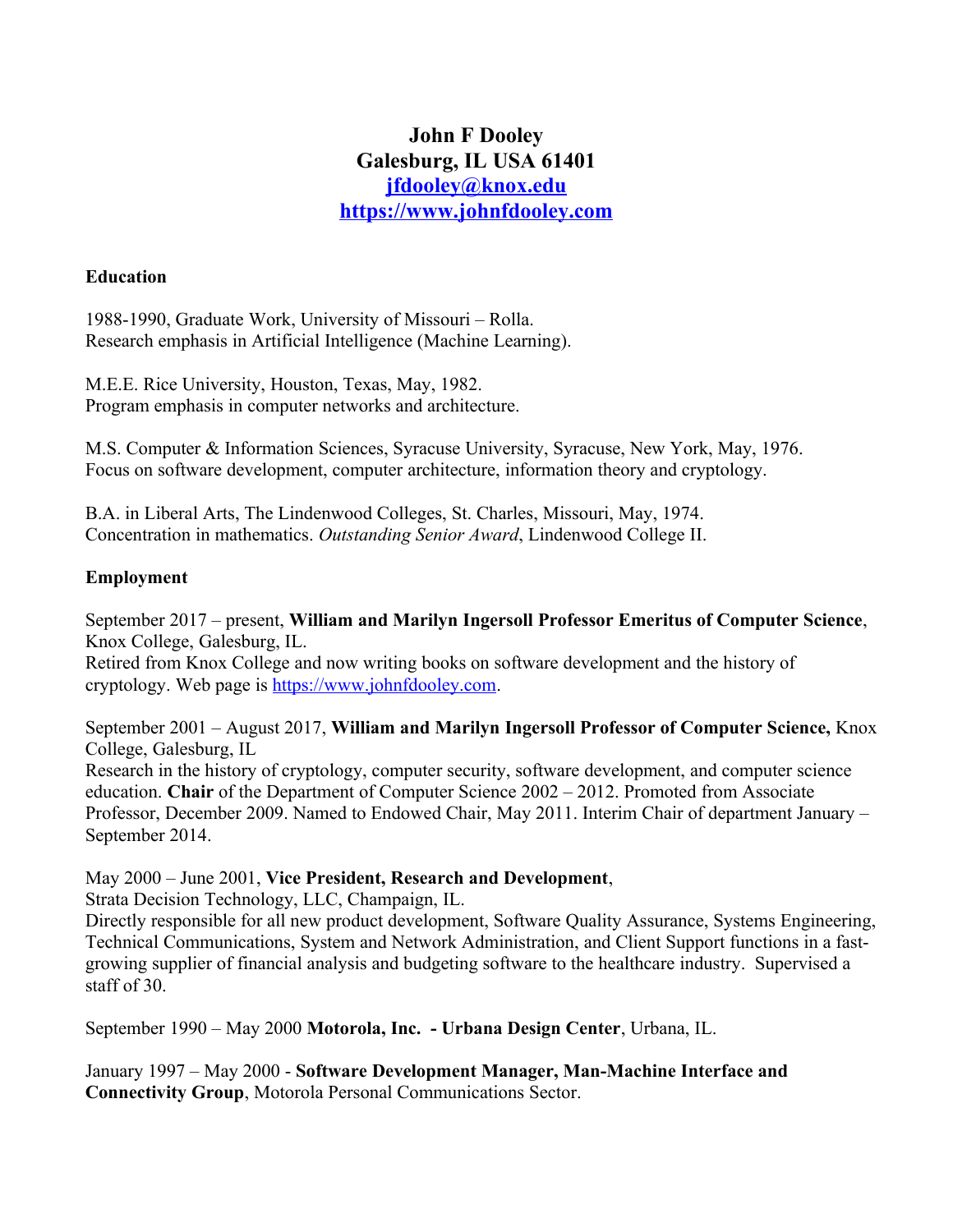# John F Dooley
**Galesburg, IL USA 61401**
**[jfdooley@knox.edu](mailto:jfdooley@knox.edu)**
**[https://www.johnfdooley.com](https://www.johnfdooley.com)**

## Education

1988-1990, Graduate Work, University of Missouri – Rolla.
Research emphasis in Artificial Intelligence (Machine Learning).

M.E.E. Rice University, Houston, Texas, May, 1982.
Program emphasis in computer networks and architecture.

M.S. Computer & Information Sciences, Syracuse University, Syracuse, New York, May, 1976.
Focus on software development, computer architecture, information theory and cryptology.

B.A. in Liberal Arts, The Lindenwood Colleges, St. Charles, Missouri, May, 1974.
Concentration in mathematics. *Outstanding Senior Award*, Lindenwood College II.

## Employment

September 2017 – present, **William and Marilyn Ingersoll Professor Emeritus of Computer Science**, Knox College, Galesburg, IL.
Retired from Knox College and now writing books on software development and the history of cryptology. Web page is [https://www.johnfdooley.com](https://www.johnfdooley.com).

September 2001 – August 2017, **William and Marilyn Ingersoll Professor of Computer Science,** Knox College, Galesburg, IL
Research in the history of cryptology, computer security, software development, and computer science education. **Chair** of the Department of Computer Science 2002 – 2012. Promoted from Associate Professor, December 2009. Named to Endowed Chair, May 2011. Interim Chair of department January – September 2014.

May 2000 – June 2001, **Vice President, Research and Development**,
Strata Decision Technology, LLC, Champaign, IL.
Directly responsible for all new product development, Software Quality Assurance, Systems Engineering, Technical Communications, System and Network Administration, and Client Support functions in a fast-growing supplier of financial analysis and budgeting software to the healthcare industry. Supervised a staff of 30.

September 1990 – May 2000 **Motorola, Inc. - Urbana Design Center**, Urbana, IL.

January 1997 – May 2000 - **Software Development Manager, Man-Machine Interface and Connectivity Group**, Motorola Personal Communications Sector.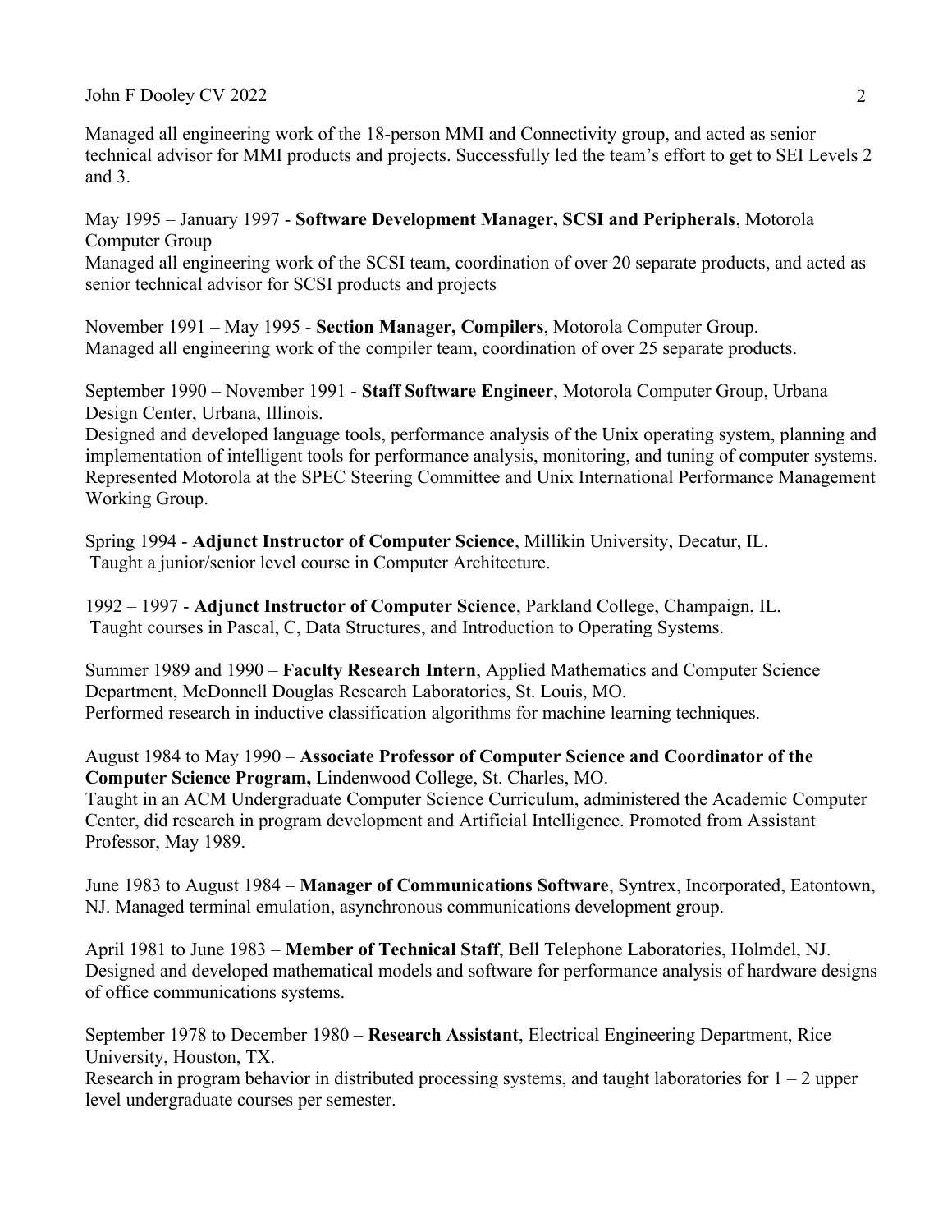Managed all engineering work of the 18-person MMI and Connectivity group, and acted as senior technical advisor for MMI products and projects. Successfully led the team's effort to get to SEI Levels 2 and 3.

May 1995 – January 1997 - **Software Development Manager, SCSI and Peripherals**, Motorola Computer Group
Managed all engineering work of the SCSI team, coordination of over 20 separate products, and acted as senior technical advisor for SCSI products and projects

November 1991 – May 1995 - **Section Manager, Compilers**, Motorola Computer Group.
Managed all engineering work of the compiler team, coordination of over 25 separate products.

September 1990 – November 1991 - **Staff Software Engineer**, Motorola Computer Group, Urbana Design Center, Urbana, Illinois.
Designed and developed language tools, performance analysis of the Unix operating system, planning and implementation of intelligent tools for performance analysis, monitoring, and tuning of computer systems. Represented Motorola at the SPEC Steering Committee and Unix International Performance Management Working Group.

Spring 1994 - **Adjunct Instructor of Computer Science**, Millikin University, Decatur, IL.
Taught a junior/senior level course in Computer Architecture.

1992 – 1997 - **Adjunct Instructor of Computer Science**, Parkland College, Champaign, IL.
Taught courses in Pascal, C, Data Structures, and Introduction to Operating Systems.

Summer 1989 and 1990 – **Faculty Research Intern**, Applied Mathematics and Computer Science Department, McDonnell Douglas Research Laboratories, St. Louis, MO.
Performed research in inductive classification algorithms for machine learning techniques.

August 1984 to May 1990 – **Associate Professor of Computer Science and Coordinator of the Computer Science Program,** Lindenwood College, St. Charles, MO.
Taught in an ACM Undergraduate Computer Science Curriculum, administered the Academic Computer Center, did research in program development and Artificial Intelligence. Promoted from Assistant Professor, May 1989.

June 1983 to August 1984 – **Manager of Communications Software**, Syntrex, Incorporated, Eatontown, NJ. Managed terminal emulation, asynchronous communications development group.

April 1981 to June 1983 – **Member of Technical Staff**, Bell Telephone Laboratories, Holmdel, NJ.
Designed and developed mathematical models and software for performance analysis of hardware designs of office communications systems.

September 1978 to December 1980 – **Research Assistant**, Electrical Engineering Department, Rice University, Houston, TX.
Research in program behavior in distributed processing systems, and taught laboratories for 1 – 2 upper level undergraduate courses per semester.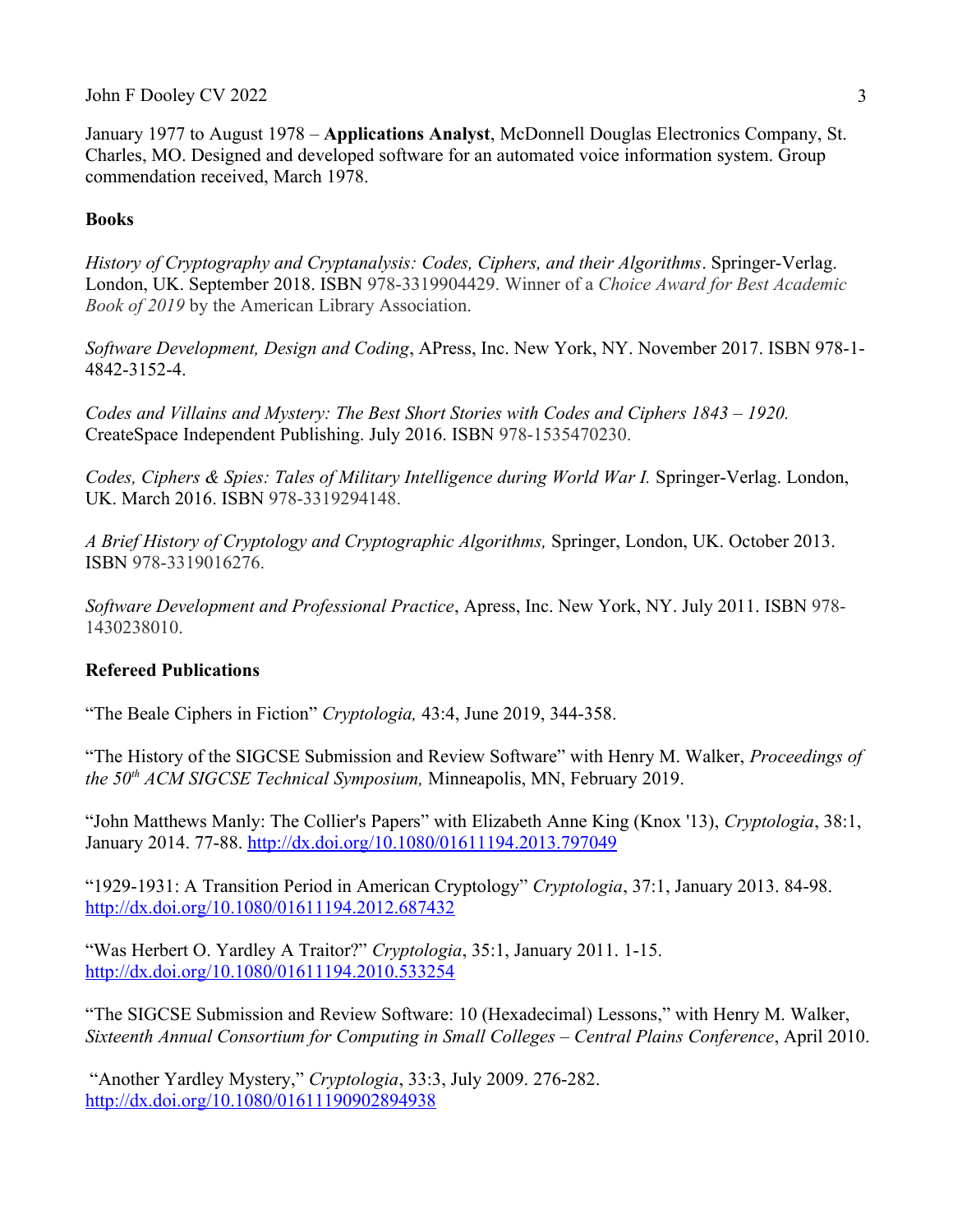January 1977 to August 1978 – **Applications Analyst**, McDonnell Douglas Electronics Company, St. Charles, MO. Designed and developed software for an automated voice information system. Group commendation received, March 1978.

## Books

*History of Cryptography and Cryptanalysis: Codes, Ciphers, and their Algorithms*. Springer-Verlag. London, UK. September 2018. ISBN 978-3319904429. Winner of a *Choice Award for Best Academic Book of 2019* by the American Library Association.

*Software Development, Design and Coding*, APress, Inc. New York, NY. November 2017. ISBN 978-1-4842-3152-4.

*Codes and Villains and Mystery: The Best Short Stories with Codes and Ciphers 1843 – 1920.* CreateSpace Independent Publishing. July 2016. ISBN 978-1535470230.

*Codes, Ciphers & Spies: Tales of Military Intelligence during World War I.* Springer-Verlag. London, UK. March 2016. ISBN 978-3319294148.

*A Brief History of Cryptology and Cryptographic Algorithms,* Springer, London, UK. October 2013. ISBN 978-3319016276.

*Software Development and Professional Practice*, Apress, Inc. New York, NY. July 2011. ISBN 978-1430238010.

## Refereed Publications

"The Beale Ciphers in Fiction" *Cryptologia,* 43:4, June 2019, 344-358.

"The History of the SIGCSE Submission and Review Software" with Henry M. Walker, *Proceedings of the 50th ACM SIGCSE Technical Symposium,* Minneapolis, MN, February 2019.

"John Matthews Manly: The Collier's Papers" with Elizabeth Anne King (Knox '13), *Cryptologia*, 38:1, January 2014. 77-88. http://dx.doi.org/10.1080/01611194.2013.797049

"1929-1931: A Transition Period in American Cryptology" *Cryptologia*, 37:1, January 2013. 84-98. http://dx.doi.org/10.1080/01611194.2012.687432

"Was Herbert O. Yardley A Traitor?" *Cryptologia*, 35:1, January 2011. 1-15. http://dx.doi.org/10.1080/01611194.2010.533254

"The SIGCSE Submission and Review Software: 10 (Hexadecimal) Lessons," with Henry M. Walker, *Sixteenth Annual Consortium for Computing in Small Colleges – Central Plains Conference*, April 2010.

"Another Yardley Mystery," *Cryptologia*, 33:3, July 2009. 276-282. http://dx.doi.org/10.1080/01611190902894938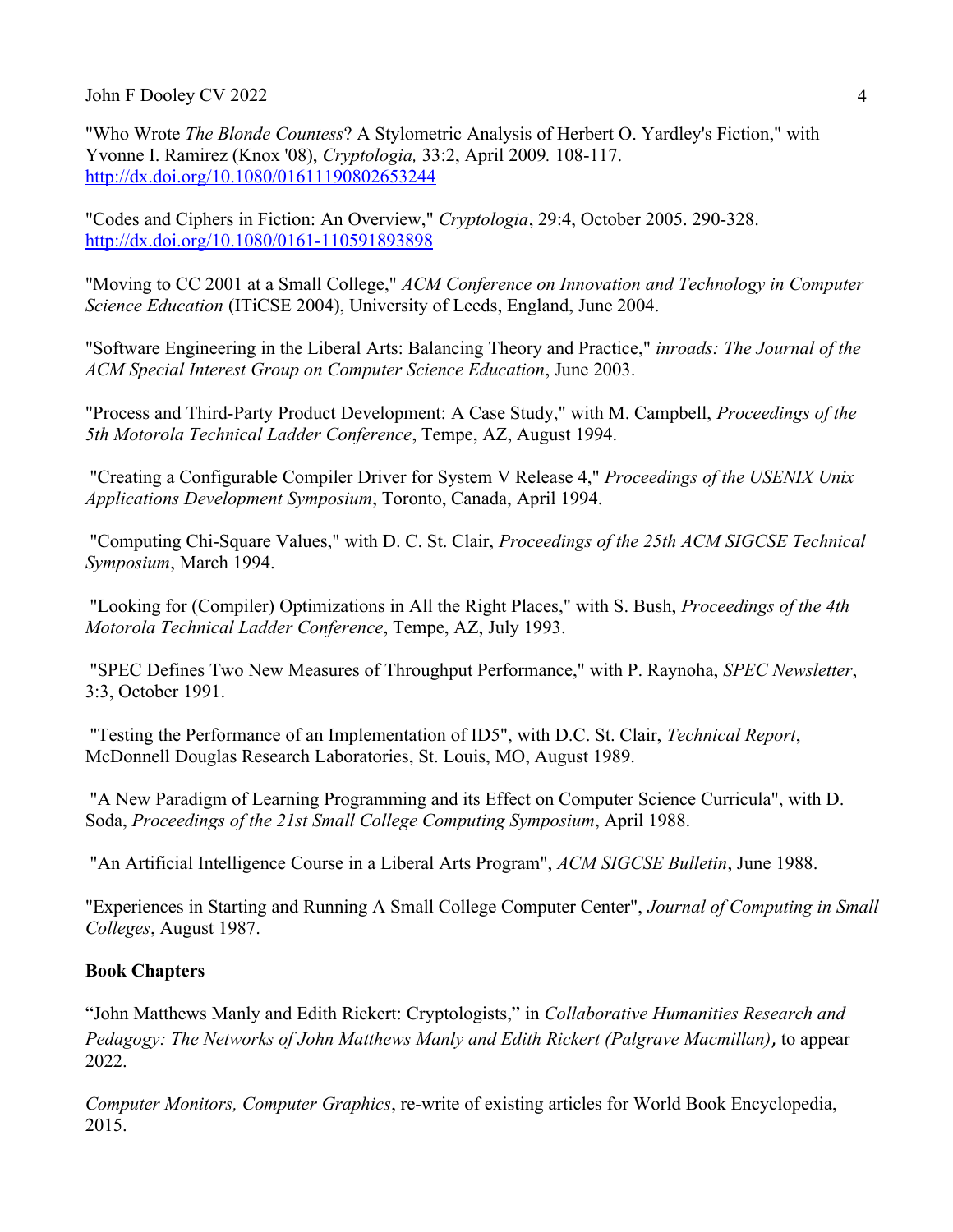"Who Wrote *The Blonde Countess*? A Stylometric Analysis of Herbert O. Yardley's Fiction," with Yvonne I. Ramirez (Knox '08), *Cryptologia,* 33:2, April 2009*.* 108-117. http://dx.doi.org/10.1080/01611190802653244

"Codes and Ciphers in Fiction: An Overview," *Cryptologia*, 29:4, October 2005. 290-328. http://dx.doi.org/10.1080/0161-110591893898

"Moving to CC 2001 at a Small College," *ACM Conference on Innovation and Technology in Computer Science Education* (ITiCSE 2004), University of Leeds, England, June 2004.

"Software Engineering in the Liberal Arts: Balancing Theory and Practice," *inroads: The Journal of the ACM Special Interest Group on Computer Science Education*, June 2003.

"Process and Third-Party Product Development: A Case Study," with M. Campbell, *Proceedings of the 5th Motorola Technical Ladder Conference*, Tempe, AZ, August 1994.

"Creating a Configurable Compiler Driver for System V Release 4," *Proceedings of the USENIX Unix Applications Development Symposium*, Toronto, Canada, April 1994.

"Computing Chi-Square Values," with D. C. St. Clair, *Proceedings of the 25th ACM SIGCSE Technical Symposium*, March 1994.

"Looking for (Compiler) Optimizations in All the Right Places," with S. Bush, *Proceedings of the 4th Motorola Technical Ladder Conference*, Tempe, AZ, July 1993.

"SPEC Defines Two New Measures of Throughput Performance," with P. Raynoha, *SPEC Newsletter*, 3:3, October 1991.

"Testing the Performance of an Implementation of ID5", with D.C. St. Clair, *Technical Report*, McDonnell Douglas Research Laboratories, St. Louis, MO, August 1989.

"A New Paradigm of Learning Programming and its Effect on Computer Science Curricula", with D. Soda, *Proceedings of the 21st Small College Computing Symposium*, April 1988.

"An Artificial Intelligence Course in a Liberal Arts Program", *ACM SIGCSE Bulletin*, June 1988.

"Experiences in Starting and Running A Small College Computer Center", *Journal of Computing in Small Colleges*, August 1987.

**Book Chapters**

"John Matthews Manly and Edith Rickert: Cryptologists," in *Collaborative Humanities Research and Pedagogy: The Networks of John Matthews Manly and Edith Rickert (Palgrave Macmillan)*, to appear 2022.

*Computer Monitors, Computer Graphics*, re-write of existing articles for World Book Encyclopedia, 2015.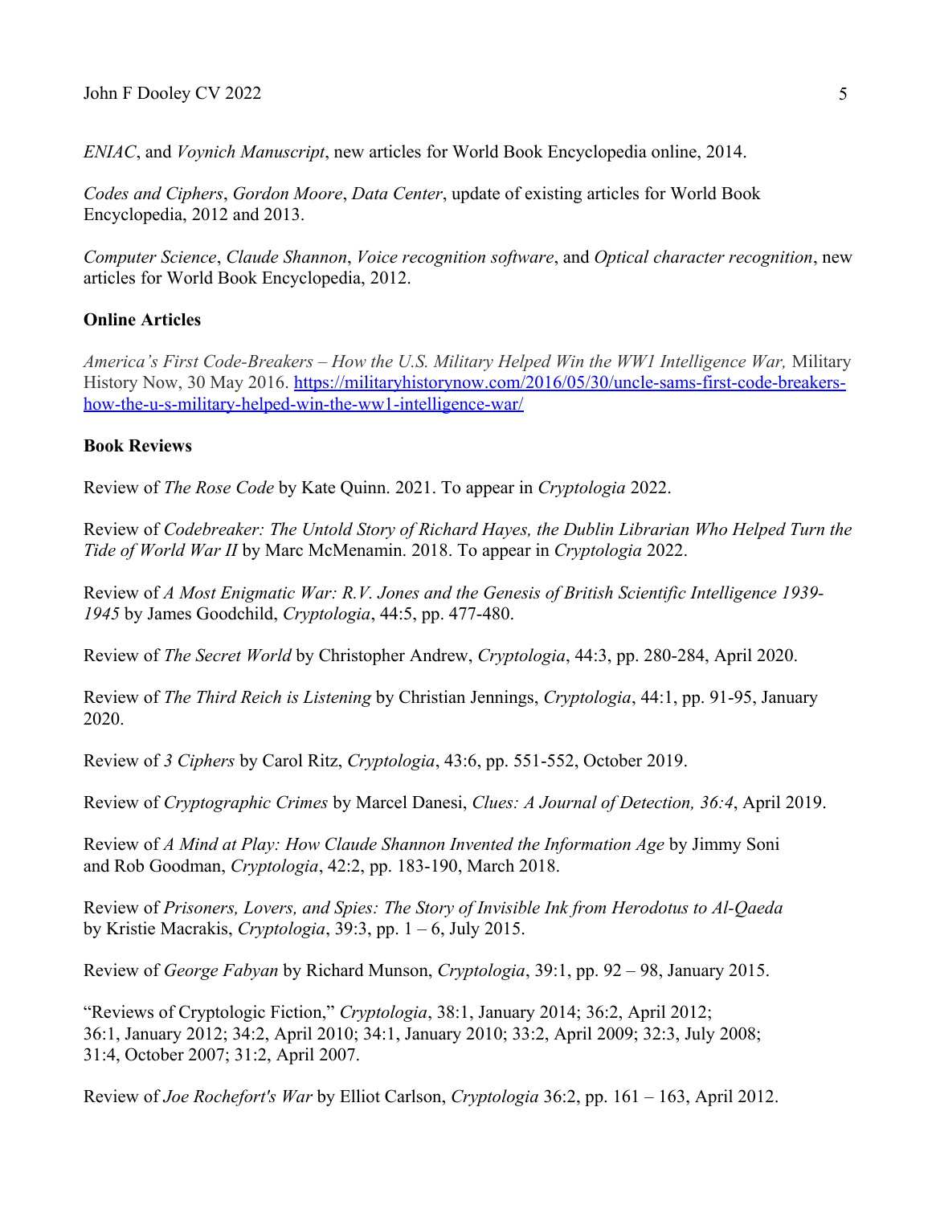*ENIAC*, and *Voynich Manuscript*, new articles for World Book Encyclopedia online, 2014.

*Codes and Ciphers*, *Gordon Moore*, *Data Center*, update of existing articles for World Book Encyclopedia, 2012 and 2013.

*Computer Science*, *Claude Shannon*, *Voice recognition software*, and *Optical character recognition*, new articles for World Book Encyclopedia, 2012.

**Online Articles**

*America's First Code-Breakers – How the U.S. Military Helped Win the WW1 Intelligence War,* Military History Now, 30 May 2016. [https://militaryhistorynow.com/2016/05/30/uncle-sams-first-code-breakers-how-the-u-s-military-helped-win-the-ww1-intelligence-war/](https://militaryhistorynow.com/2016/05/30/uncle-sams-first-code-breakers-how-the-u-s-military-helped-win-the-ww1-intelligence-war/)

**Book Reviews**

Review of *The Rose Code* by Kate Quinn. 2021. To appear in *Cryptologia* 2022.

Review of *Codebreaker: The Untold Story of Richard Hayes, the Dublin Librarian Who Helped Turn the Tide of World War II* by Marc McMenamin. 2018. To appear in *Cryptologia* 2022.

Review of *A Most Enigmatic War: R.V. Jones and the Genesis of British Scientific Intelligence 1939-1945* by James Goodchild, *Cryptologia*, 44:5, pp. 477-480.

Review of *The Secret World* by Christopher Andrew, *Cryptologia*, 44:3, pp. 280-284, April 2020.

Review of *The Third Reich is Listening* by Christian Jennings, *Cryptologia*, 44:1, pp. 91-95, January 2020.

Review of *3 Ciphers* by Carol Ritz, *Cryptologia*, 43:6, pp. 551-552, October 2019.

Review of *Cryptographic Crimes* by Marcel Danesi, *Clues: A Journal of Detection, 36:4*, April 2019.

Review of *A Mind at Play: How Claude Shannon Invented the Information Age* by Jimmy Soni and Rob Goodman, *Cryptologia*, 42:2, pp. 183-190, March 2018.

Review of *Prisoners, Lovers, and Spies: The Story of Invisible Ink from Herodotus to Al-Qaeda* by Kristie Macrakis, *Cryptologia*, 39:3, pp. 1 – 6, July 2015.

Review of *George Fabyan* by Richard Munson, *Cryptologia*, 39:1, pp. 92 – 98, January 2015.

"Reviews of Cryptologic Fiction," *Cryptologia*, 38:1, January 2014; 36:2, April 2012; 36:1, January 2012; 34:2, April 2010; 34:1, January 2010; 33:2, April 2009; 32:3, July 2008; 31:4, October 2007; 31:2, April 2007.

Review of *Joe Rochefort's War* by Elliot Carlson, *Cryptologia* 36:2, pp. 161 – 163, April 2012.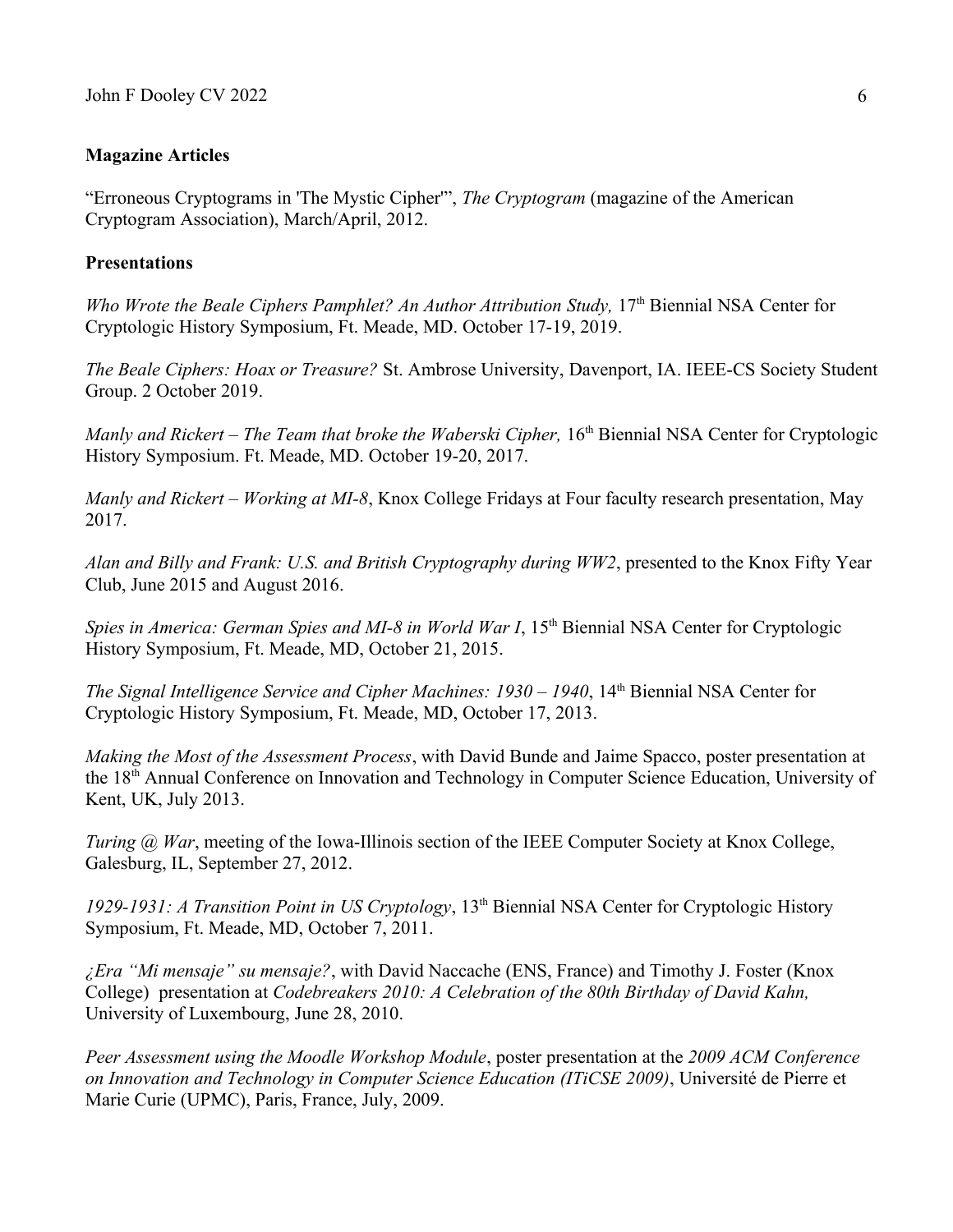**Magazine Articles**

"Erroneous Cryptograms in 'The Mystic Cipher'", *The Cryptogram* (magazine of the American Cryptogram Association), March/April, 2012.

**Presentations**

*Who Wrote the Beale Ciphers Pamphlet? An Author Attribution Study,* 17th Biennial NSA Center for Cryptologic History Symposium, Ft. Meade, MD. October 17-19, 2019.

*The Beale Ciphers: Hoax or Treasure?* St. Ambrose University, Davenport, IA. IEEE-CS Society Student Group. 2 October 2019.

*Manly and Rickert – The Team that broke the Waberski Cipher,* 16th Biennial NSA Center for Cryptologic History Symposium. Ft. Meade, MD. October 19-20, 2017.

*Manly and Rickert – Working at MI-8*, Knox College Fridays at Four faculty research presentation, May 2017.

*Alan and Billy and Frank: U.S. and British Cryptography during WW2*, presented to the Knox Fifty Year Club, June 2015 and August 2016.

*Spies in America: German Spies and MI-8 in World War I*, 15th Biennial NSA Center for Cryptologic History Symposium, Ft. Meade, MD, October 21, 2015.

*The Signal Intelligence Service and Cipher Machines: 1930 – 1940*, 14th Biennial NSA Center for Cryptologic History Symposium, Ft. Meade, MD, October 17, 2013.

*Making the Most of the Assessment Process*, with David Bunde and Jaime Spacco, poster presentation at the 18th Annual Conference on Innovation and Technology in Computer Science Education, University of Kent, UK, July 2013.

*Turing @ War*, meeting of the Iowa-Illinois section of the IEEE Computer Society at Knox College, Galesburg, IL, September 27, 2012.

*1929-1931: A Transition Point in US Cryptology*, 13th Biennial NSA Center for Cryptologic History Symposium, Ft. Meade, MD, October 7, 2011.

*¿Era "Mi mensaje" su mensaje?*, with David Naccache (ENS, France) and Timothy J. Foster (Knox College) presentation at *Codebreakers 2010: A Celebration of the 80th Birthday of David Kahn,* University of Luxembourg, June 28, 2010.

*Peer Assessment using the Moodle Workshop Module*, poster presentation at the *2009 ACM Conference on Innovation and Technology in Computer Science Education (ITiCSE 2009)*, Université de Pierre et Marie Curie (UPMC), Paris, France, July, 2009.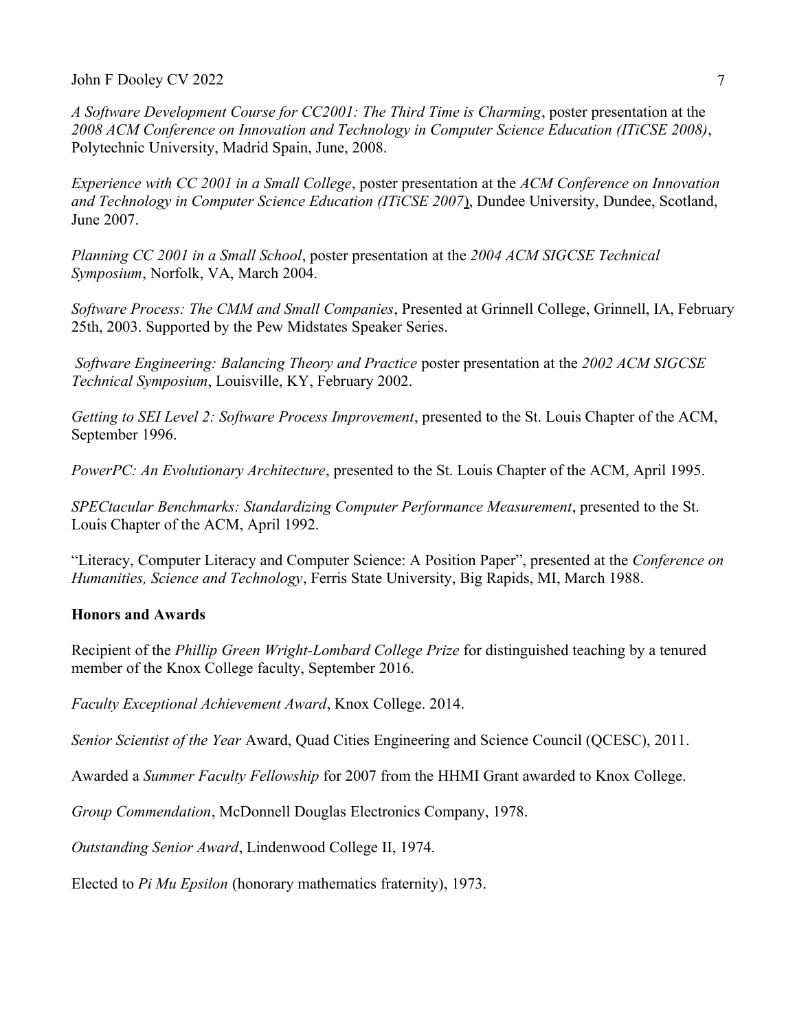*A Software Development Course for CC2001: The Third Time is Charming*, poster presentation at the *2008 ACM Conference on Innovation and Technology in Computer Science Education (ITiCSE 2008)*, Polytechnic University, Madrid Spain, June, 2008.

*Experience with CC 2001 in a Small College*, poster presentation at the *ACM Conference on Innovation and Technology in Computer Science Education (ITiCSE 2007)*, Dundee University, Dundee, Scotland, June 2007.

*Planning CC 2001 in a Small School*, poster presentation at the *2004 ACM SIGCSE Technical Symposium*, Norfolk, VA, March 2004.

*Software Process: The CMM and Small Companies*, Presented at Grinnell College, Grinnell, IA, February 25th, 2003. Supported by the Pew Midstates Speaker Series.

*Software Engineering: Balancing Theory and Practice* poster presentation at the *2002 ACM SIGCSE Technical Symposium*, Louisville, KY, February 2002.

*Getting to SEI Level 2: Software Process Improvement*, presented to the St. Louis Chapter of the ACM, September 1996.

*PowerPC: An Evolutionary Architecture*, presented to the St. Louis Chapter of the ACM, April 1995.

*SPECtacular Benchmarks: Standardizing Computer Performance Measurement*, presented to the St. Louis Chapter of the ACM, April 1992.

"Literacy, Computer Literacy and Computer Science: A Position Paper", presented at the *Conference on Humanities, Science and Technology*, Ferris State University, Big Rapids, MI, March 1988.

**Honors and Awards**

Recipient of the *Phillip Green Wright-Lombard College Prize* for distinguished teaching by a tenured member of the Knox College faculty, September 2016.

*Faculty Exceptional Achievement Award*, Knox College. 2014.

*Senior Scientist of the Year* Award, Quad Cities Engineering and Science Council (QCESC), 2011.

Awarded a *Summer Faculty Fellowship* for 2007 from the HHMI Grant awarded to Knox College.

*Group Commendation*, McDonnell Douglas Electronics Company, 1978.

*Outstanding Senior Award*, Lindenwood College II, 1974.

Elected to *Pi Mu Epsilon* (honorary mathematics fraternity), 1973.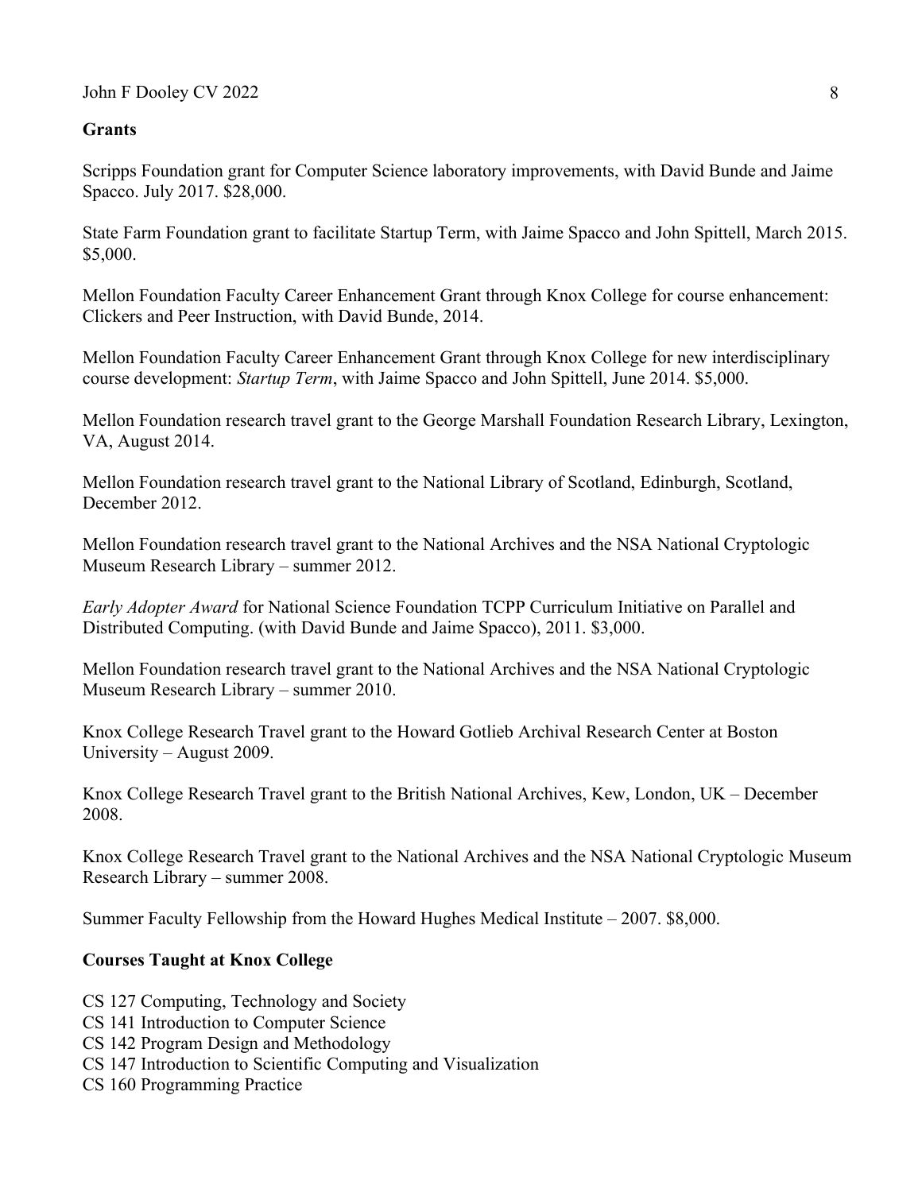## Grants

Scripps Foundation grant for Computer Science laboratory improvements, with David Bunde and Jaime Spacco. July 2017. $28,000.

State Farm Foundation grant to facilitate Startup Term, with Jaime Spacco and John Spittell, March 2015. $5,000.

Mellon Foundation Faculty Career Enhancement Grant through Knox College for course enhancement: Clickers and Peer Instruction, with David Bunde, 2014.

Mellon Foundation Faculty Career Enhancement Grant through Knox College for new interdisciplinary course development: *Startup Term*, with Jaime Spacco and John Spittell, June 2014. $5,000.

Mellon Foundation research travel grant to the George Marshall Foundation Research Library, Lexington, VA, August 2014.

Mellon Foundation research travel grant to the National Library of Scotland, Edinburgh, Scotland, December 2012.

Mellon Foundation research travel grant to the National Archives and the NSA National Cryptologic Museum Research Library – summer 2012.

*Early Adopter Award* for National Science Foundation TCPP Curriculum Initiative on Parallel and Distributed Computing. (with David Bunde and Jaime Spacco), 2011. $3,000.

Mellon Foundation research travel grant to the National Archives and the NSA National Cryptologic Museum Research Library – summer 2010.

Knox College Research Travel grant to the Howard Gotlieb Archival Research Center at Boston University – August 2009.

Knox College Research Travel grant to the British National Archives, Kew, London, UK – December 2008.

Knox College Research Travel grant to the National Archives and the NSA National Cryptologic Museum Research Library – summer 2008.

Summer Faculty Fellowship from the Howard Hughes Medical Institute – 2007. $8,000.

## Courses Taught at Knox College

CS 127 Computing, Technology and Society
CS 141 Introduction to Computer Science
CS 142 Program Design and Methodology
CS 147 Introduction to Scientific Computing and Visualization
CS 160 Programming Practice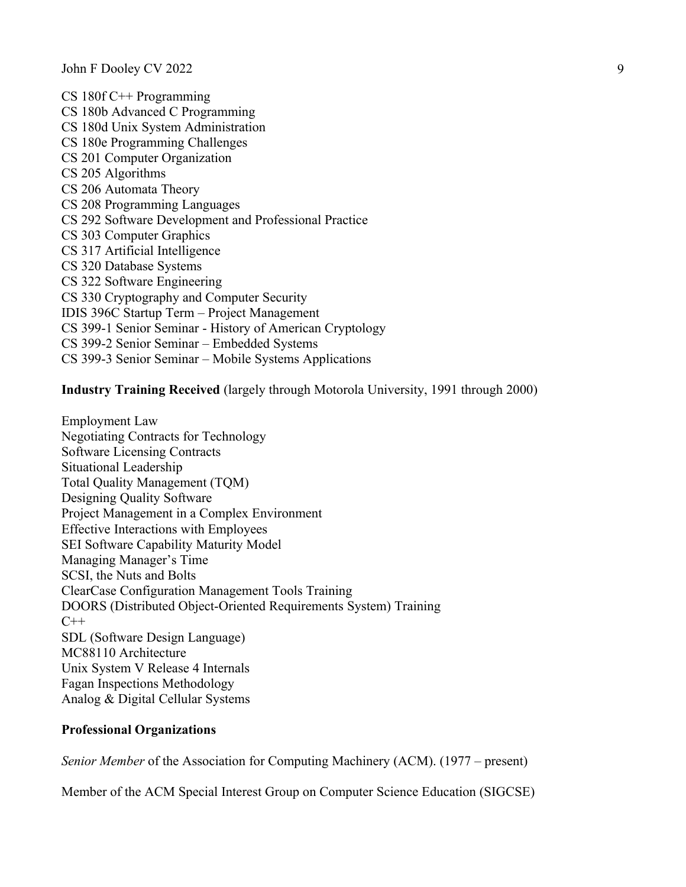CS 180f C++ Programming
CS 180b Advanced C Programming
CS 180d Unix System Administration
CS 180e Programming Challenges
CS 201 Computer Organization
CS 205 Algorithms
CS 206 Automata Theory
CS 208 Programming Languages
CS 292 Software Development and Professional Practice
CS 303 Computer Graphics
CS 317 Artificial Intelligence
CS 320 Database Systems
CS 322 Software Engineering
CS 330 Cryptography and Computer Security
IDIS 396C Startup Term – Project Management
CS 399-1 Senior Seminar - History of American Cryptology
CS 399-2 Senior Seminar – Embedded Systems
CS 399-3 Senior Seminar – Mobile Systems Applications

**Industry Training Received** (largely through Motorola University, 1991 through 2000)

Employment Law
Negotiating Contracts for Technology
Software Licensing Contracts
Situational Leadership
Total Quality Management (TQM)
Designing Quality Software
Project Management in a Complex Environment
Effective Interactions with Employees
SEI Software Capability Maturity Model
Managing Manager's Time
SCSI, the Nuts and Bolts
ClearCase Configuration Management Tools Training
DOORS (Distributed Object-Oriented Requirements System) Training
C++
SDL (Software Design Language)
MC88110 Architecture
Unix System V Release 4 Internals
Fagan Inspections Methodology
Analog & Digital Cellular Systems

**Professional Organizations**

*Senior Member* of the Association for Computing Machinery (ACM). (1977 – present)

Member of the ACM Special Interest Group on Computer Science Education (SIGCSE)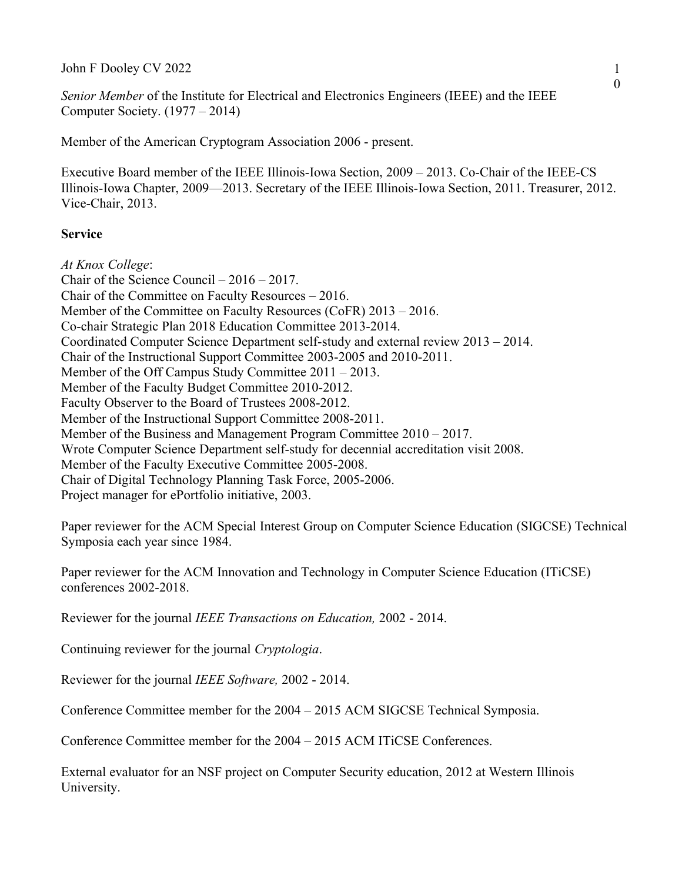*Senior Member* of the Institute for Electrical and Electronics Engineers (IEEE) and the IEEE Computer Society. (1977 – 2014)

Member of the American Cryptogram Association 2006 - present.

Executive Board member of the IEEE Illinois-Iowa Section, 2009 – 2013. Co-Chair of the IEEE-CS Illinois-Iowa Chapter, 2009—2013. Secretary of the IEEE Illinois-Iowa Section, 2011. Treasurer, 2012. Vice-Chair, 2013.

**Service**

*At Knox College*:
Chair of the Science Council – 2016 – 2017.
Chair of the Committee on Faculty Resources – 2016.
Member of the Committee on Faculty Resources (CoFR) 2013 – 2016.
Co-chair Strategic Plan 2018 Education Committee 2013-2014.
Coordinated Computer Science Department self-study and external review 2013 – 2014.
Chair of the Instructional Support Committee 2003-2005 and 2010-2011.
Member of the Off Campus Study Committee 2011 – 2013.
Member of the Faculty Budget Committee 2010-2012.
Faculty Observer to the Board of Trustees 2008-2012.
Member of the Instructional Support Committee 2008-2011.
Member of the Business and Management Program Committee 2010 – 2017.
Wrote Computer Science Department self-study for decennial accreditation visit 2008.
Member of the Faculty Executive Committee 2005-2008.
Chair of Digital Technology Planning Task Force, 2005-2006.
Project manager for ePortfolio initiative, 2003.

Paper reviewer for the ACM Special Interest Group on Computer Science Education (SIGCSE) Technical Symposia each year since 1984.

Paper reviewer for the ACM Innovation and Technology in Computer Science Education (ITiCSE) conferences 2002-2018.

Reviewer for the journal *IEEE Transactions on Education,* 2002 - 2014.

Continuing reviewer for the journal *Cryptologia*.

Reviewer for the journal *IEEE Software,* 2002 - 2014.

Conference Committee member for the 2004 – 2015 ACM SIGCSE Technical Symposia.

Conference Committee member for the 2004 – 2015 ACM ITiCSE Conferences.

External evaluator for an NSF project on Computer Security education, 2012 at Western Illinois University.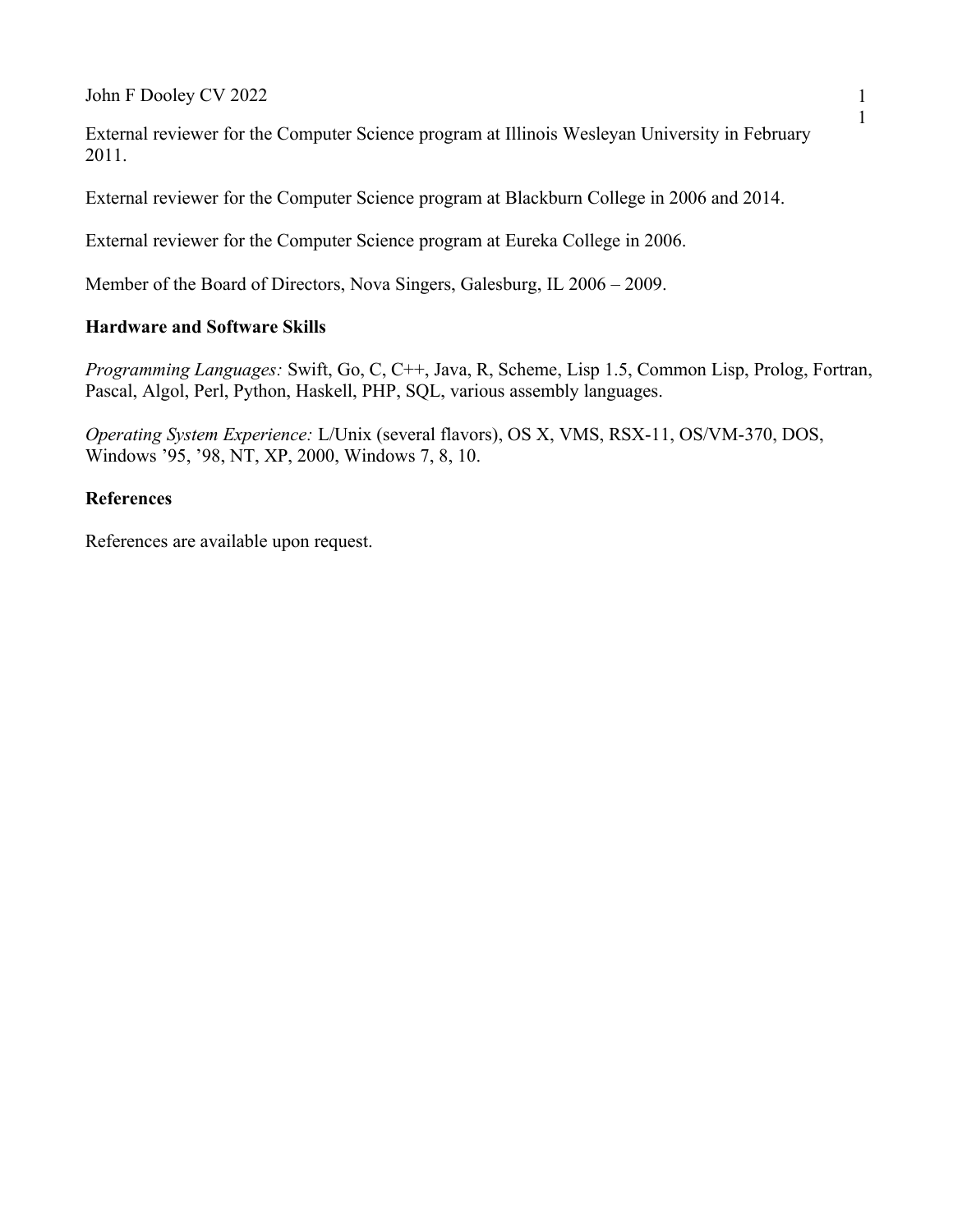External reviewer for the Computer Science program at Illinois Wesleyan University in February 2011.

External reviewer for the Computer Science program at Blackburn College in 2006 and 2014.

External reviewer for the Computer Science program at Eureka College in 2006.

Member of the Board of Directors, Nova Singers, Galesburg, IL 2006 – 2009.

**Hardware and Software Skills**

*Programming Languages:* Swift, Go, C, C++, Java, R, Scheme, Lisp 1.5, Common Lisp, Prolog, Fortran, Pascal, Algol, Perl, Python, Haskell, PHP, SQL, various assembly languages.

*Operating System Experience:* L/Unix (several flavors), OS X, VMS, RSX-11, OS/VM-370, DOS, Windows '95, '98, NT, XP, 2000, Windows 7, 8, 10.

**References**

References are available upon request.